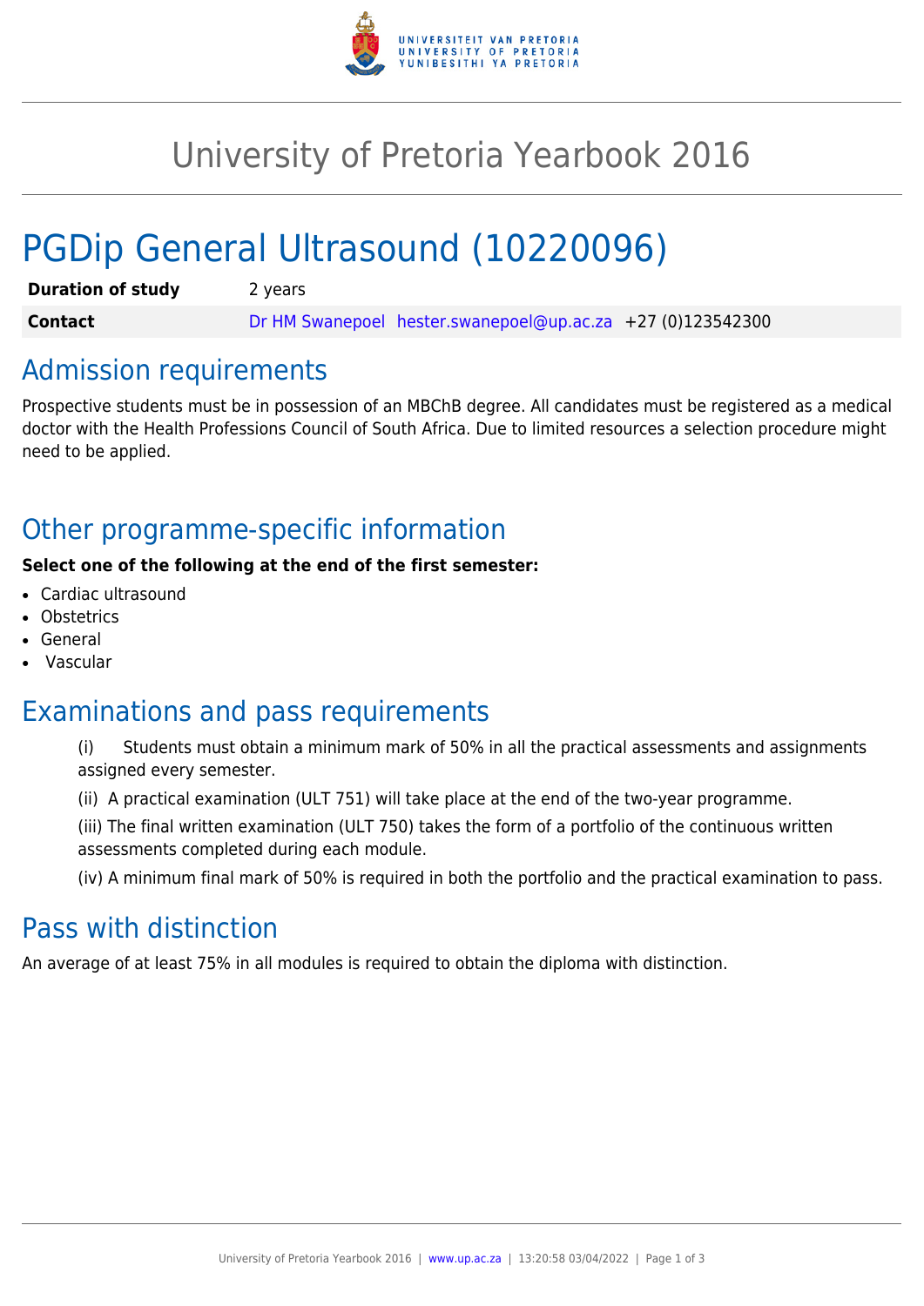# University of Pretoria Yearbook 2016

# PGDip General Ultrasound (10220096)

| | |
|---|---|
| **Duration of study** | 2 years |
| **Contact** | Dr HM Swanepoel hester.swanepoel@up.ac.za +27 (0)123542300 |

## Admission requirements

Prospective students must be in possession of an MBChB degree. All candidates must be registered as a medical doctor with the Health Professions Council of South Africa. Due to limited resources a selection procedure might need to be applied.

## Other programme-specific information

**Select one of the following at the end of the first semester:**

- Cardiac ultrasound
- Obstetrics
- General
- Vascular

## Examinations and pass requirements

(i) Students must obtain a minimum mark of 50% in all the practical assessments and assignments assigned every semester.

(ii) A practical examination (ULT 751) will take place at the end of the two-year programme.

(iii) The final written examination (ULT 750) takes the form of a portfolio of the continuous written assessments completed during each module.

(iv) A minimum final mark of 50% is required in both the portfolio and the practical examination to pass.

## Pass with distinction

An average of at least 75% in all modules is required to obtain the diploma with distinction.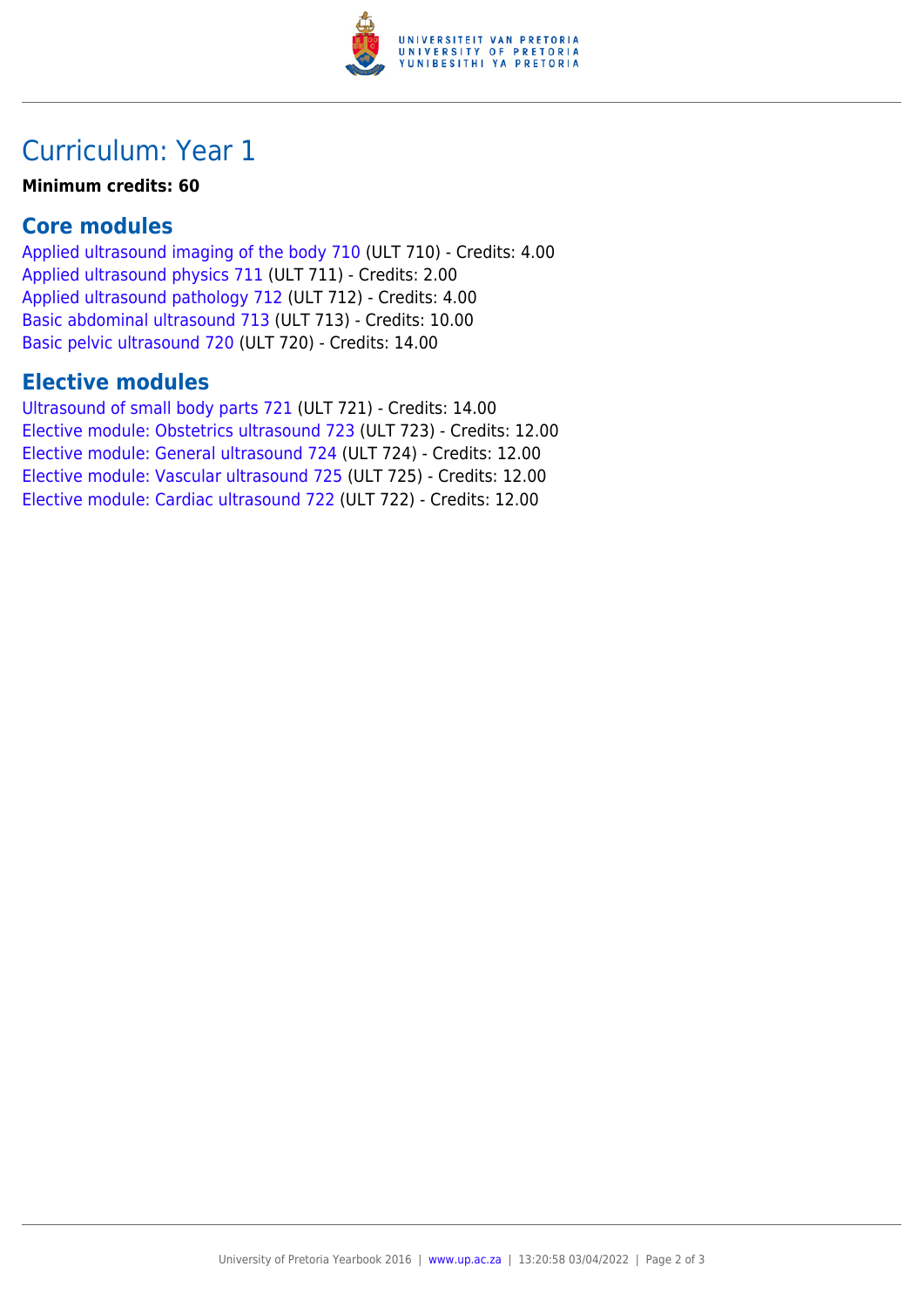# Curriculum: Year 1

**Minimum credits: 60**

## Core modules

Applied ultrasound imaging of the body 710 (ULT 710) - Credits: 4.00
Applied ultrasound physics 711 (ULT 711) - Credits: 2.00
Applied ultrasound pathology 712 (ULT 712) - Credits: 4.00
Basic abdominal ultrasound 713 (ULT 713) - Credits: 10.00
Basic pelvic ultrasound 720 (ULT 720) - Credits: 14.00

## Elective modules

Ultrasound of small body parts 721 (ULT 721) - Credits: 14.00
Elective module: Obstetrics ultrasound 723 (ULT 723) - Credits: 12.00
Elective module: General ultrasound 724 (ULT 724) - Credits: 12.00
Elective module: Vascular ultrasound 725 (ULT 725) - Credits: 12.00
Elective module: Cardiac ultrasound 722 (ULT 722) - Credits: 12.00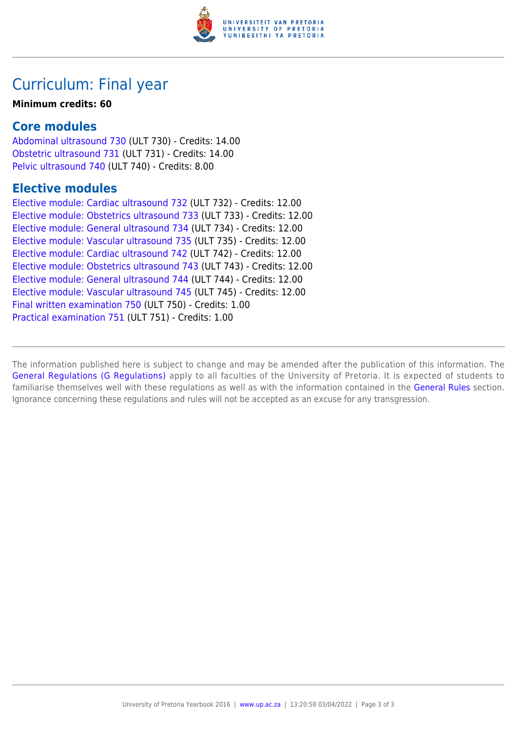# Curriculum: Final year

**Minimum credits: 60**

## Core modules

Abdominal ultrasound 730 (ULT 730) - Credits: 14.00
Obstetric ultrasound 731 (ULT 731) - Credits: 14.00
Pelvic ultrasound 740 (ULT 740) - Credits: 8.00

## Elective modules

Elective module: Cardiac ultrasound 732 (ULT 732) - Credits: 12.00
Elective module: Obstetrics ultrasound 733 (ULT 733) - Credits: 12.00
Elective module: General ultrasound 734 (ULT 734) - Credits: 12.00
Elective module: Vascular ultrasound 735 (ULT 735) - Credits: 12.00
Elective module: Cardiac ultrasound 742 (ULT 742) - Credits: 12.00
Elective module: Obstetrics ultrasound 743 (ULT 743) - Credits: 12.00
Elective module: General ultrasound 744 (ULT 744) - Credits: 12.00
Elective module: Vascular ultrasound 745 (ULT 745) - Credits: 12.00
Final written examination 750 (ULT 750) - Credits: 1.00
Practical examination 751 (ULT 751) - Credits: 1.00

The information published here is subject to change and may be amended after the publication of this information. The General Regulations (G Regulations) apply to all faculties of the University of Pretoria. It is expected of students to familiarise themselves well with these regulations as well as with the information contained in the General Rules section. Ignorance concerning these regulations and rules will not be accepted as an excuse for any transgression.